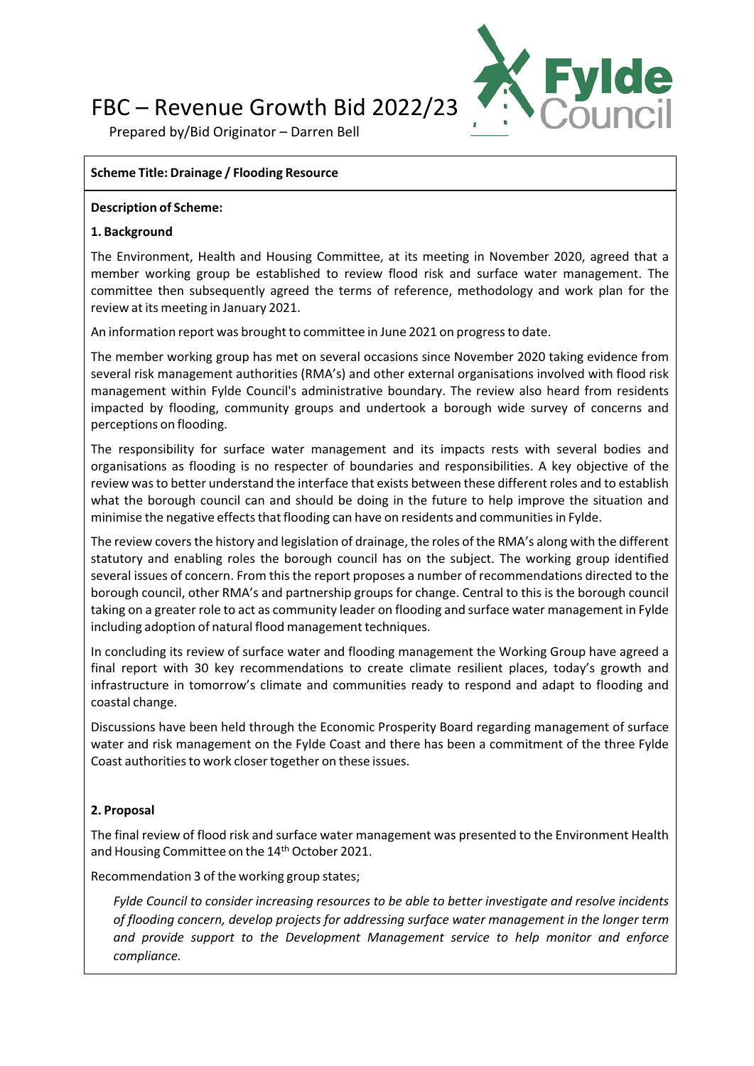# FBC – Revenue Growth Bid 2022/23

Prepared by/Bid Originator – Darren Bell

**Scheme Title: Drainage / Flooding Resource**

**Description of Scheme:**

**1. Background**

The Environment, Health and Housing Committee, at its meeting in November 2020, agreed that a member working group be established to review flood risk and surface water management. The committee then subsequently agreed the terms of reference, methodology and work plan for the review at its meeting in January 2021.

An information report was brought to committee in June 2021 on progress to date.

The member working group has met on several occasions since November 2020 taking evidence from several risk management authorities (RMA's) and other external organisations involved with flood risk management within Fylde Council's administrative boundary. The review also heard from residents impacted by flooding, community groups and undertook a borough wide survey of concerns and perceptions on flooding.

The responsibility for surface water management and its impacts rests with several bodies and organisations as flooding is no respecter of boundaries and responsibilities. A key objective of the review was to better understand the interface that exists between these different roles and to establish what the borough council can and should be doing in the future to help improve the situation and minimise the negative effects that flooding can have on residents and communities in Fylde.

The review covers the history and legislation of drainage, the roles of the RMA's along with the different statutory and enabling roles the borough council has on the subject. The working group identified several issues of concern. From this the report proposes a number of recommendations directed to the borough council, other RMA's and partnership groups for change. Central to this is the borough council taking on a greater role to act as community leader on flooding and surface water management in Fylde including adoption of natural flood management techniques.

In concluding its review of surface water and flooding management the Working Group have agreed a final report with 30 key recommendations to create climate resilient places, today's growth and infrastructure in tomorrow's climate and communities ready to respond and adapt to flooding and coastal change.

Discussions have been held through the Economic Prosperity Board regarding management of surface water and risk management on the Fylde Coast and there has been a commitment of the three Fylde Coast authorities to work closer together on these issues.

**2. Proposal**

The final review of flood risk and surface water management was presented to the Environment Health and Housing Committee on the 14th October 2021.

Recommendation 3 of the working group states;

> *Fylde Council to consider increasing resources to be able to better investigate and resolve incidents of flooding concern, develop projects for addressing surface water management in the longer term and provide support to the Development Management service to help monitor and enforce compliance.*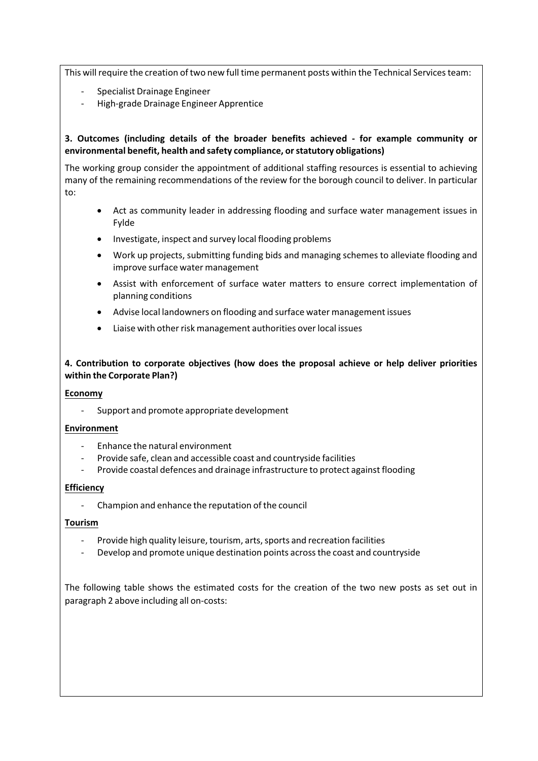This will require the creation of two new full time permanent posts within the Technical Services team:

- Specialist Drainage Engineer
- High-grade Drainage Engineer Apprentice

**3. Outcomes (including details of the broader benefits achieved - for example community or environmental benefit, health and safety compliance, or statutory obligations)**

The working group consider the appointment of additional staffing resources is essential to achieving many of the remaining recommendations of the review for the borough council to deliver. In particular to:

- Act as community leader in addressing flooding and surface water management issues in Fylde
- Investigate, inspect and survey local flooding problems
- Work up projects, submitting funding bids and managing schemes to alleviate flooding and improve surface water management
- Assist with enforcement of surface water matters to ensure correct implementation of planning conditions
- Advise local landowners on flooding and surface water management issues
- Liaise with other risk management authorities over local issues

**4. Contribution to corporate objectives (how does the proposal achieve or help deliver priorities within the Corporate Plan?)**

**Economy**

- Support and promote appropriate development

**Environment**

- Enhance the natural environment
- Provide safe, clean and accessible coast and countryside facilities
- Provide coastal defences and drainage infrastructure to protect against flooding

**Efficiency**

- Champion and enhance the reputation of the council

**Tourism**

- Provide high quality leisure, tourism, arts, sports and recreation facilities
- Develop and promote unique destination points across the coast and countryside

The following table shows the estimated costs for the creation of the two new posts as set out in paragraph 2 above including all on-costs: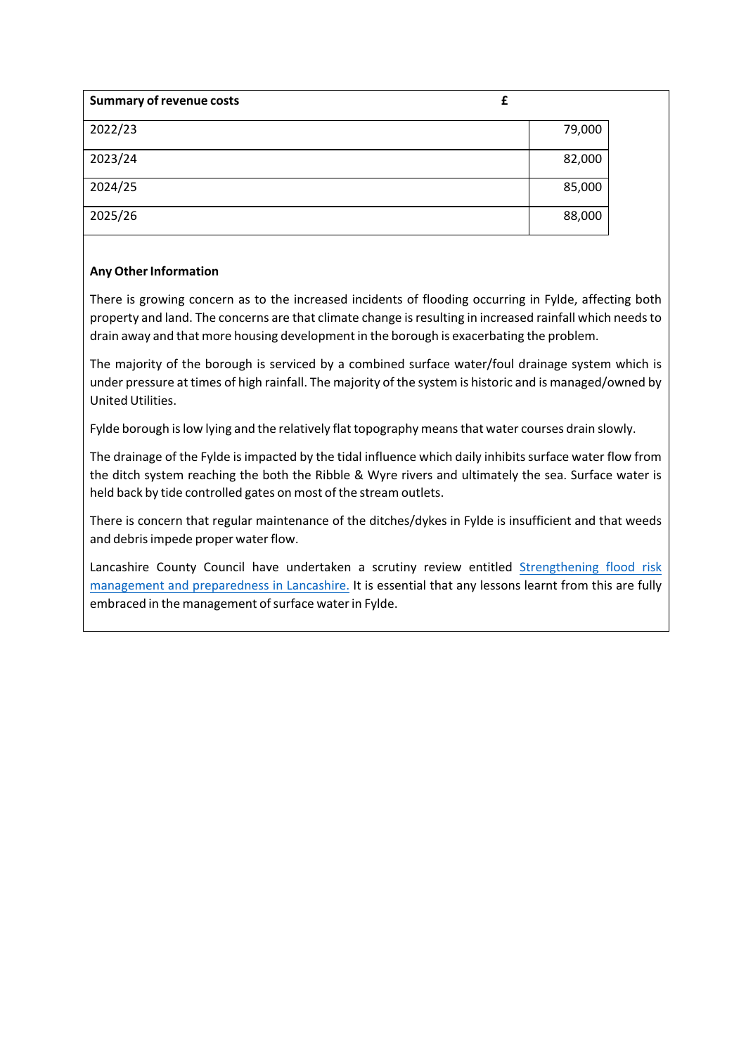| Summary of revenue costs | £ |
|---|---|
| 2022/23 | 79,000 |
| 2023/24 | 82,000 |
| 2024/25 | 85,000 |
| 2025/26 | 88,000 |

**Any Other Information**

There is growing concern as to the increased incidents of flooding occurring in Fylde, affecting both property and land. The concerns are that climate change is resulting in increased rainfall which needs to drain away and that more housing development in the borough is exacerbating the problem.

The majority of the borough is serviced by a combined surface water/foul drainage system which is under pressure at times of high rainfall. The majority of the system is historic and is managed/owned by United Utilities.

Fylde borough is low lying and the relatively flat topography means that water courses drain slowly.

The drainage of the Fylde is impacted by the tidal influence which daily inhibits surface water flow from the ditch system reaching the both the Ribble & Wyre rivers and ultimately the sea. Surface water is held back by tide controlled gates on most of the stream outlets.

There is concern that regular maintenance of the ditches/dykes in Fylde is insufficient and that weeds and debris impede proper water flow.

Lancashire County Council have undertaken a scrutiny review entitled Strengthening flood risk management and preparedness in Lancashire. It is essential that any lessons learnt from this are fully embraced in the management of surface water in Fylde.